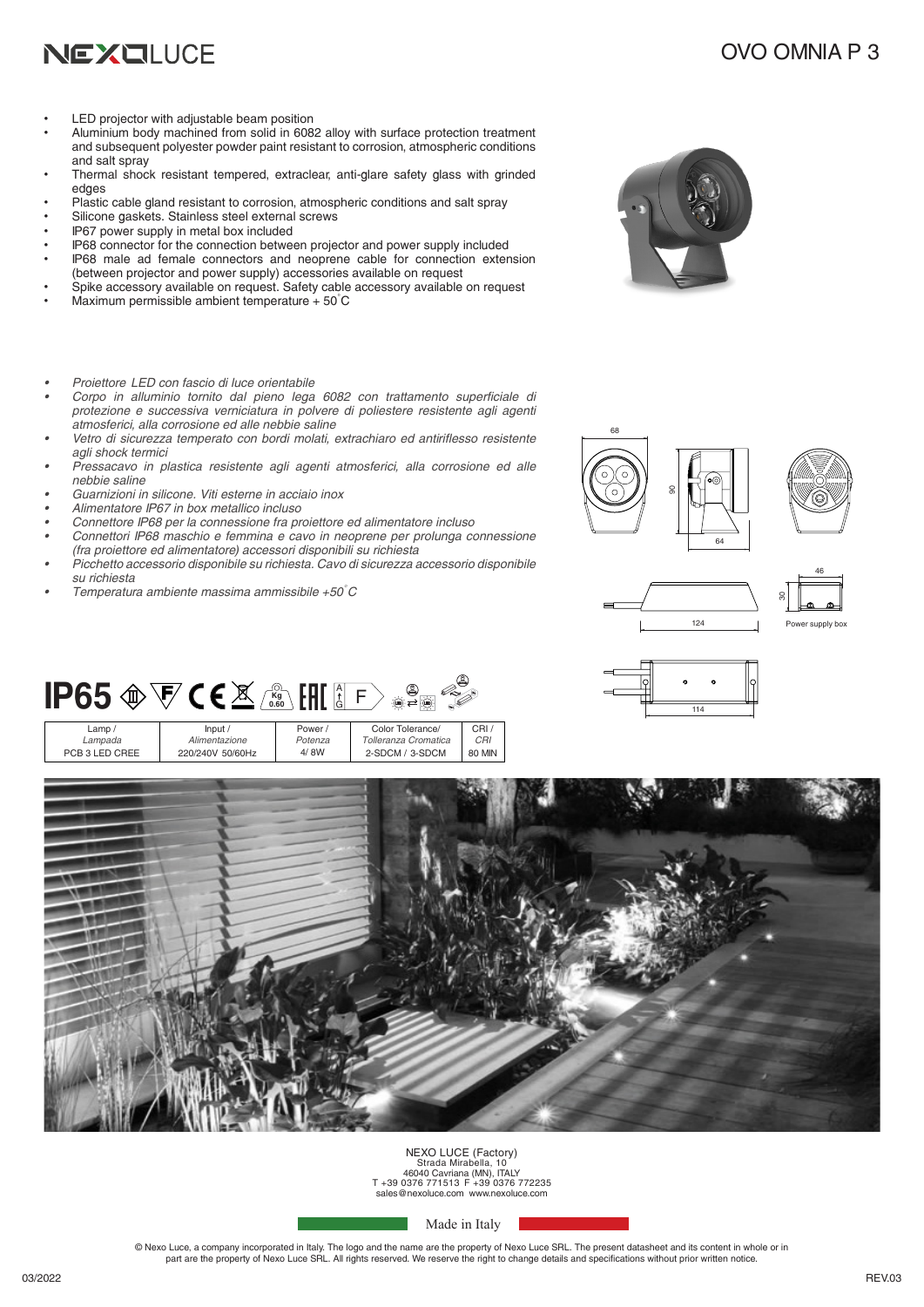# NEXOLUCE

# OVO OMNIA P 3

- LED projector with adjustable beam position
- Aluminium body machined from solid in 6082 alloy with surface protection treatment and subsequent polyester powder paint resistant to corrosion, atmospheric conditions and salt spray
- Thermal shock resistant tempered, extraclear, anti-glare safety glass with grinded edges
- Plastic cable gland resistant to corrosion, atmospheric conditions and salt spray
- Silicone gaskets. Stainless steel external screws
- IP67 power supply in metal box included
- IP68 connector for the connection between projector and power supply included
- IP68 male ad female connectors and neoprene cable for connection extension (between projector and power supply) accessories available on request
- Spike accessory available on request. Safety cable accessory available on request
- Maximum permissible ambient temperature + 50°C

- *Proiettore LED con fascio di luce orientabile*
- *Corpo in alluminio tornito dal pieno lega 6082 con trattamento superficiale di protezione e successiva verniciatura in polvere di poliestere resistente agli agenti atmosferici, alla corrosione ed alle nebbie saline*
- *Vetro di sicurezza temperato con bordi molati, extrachiaro ed antiriflesso resistente agli shock termici*
- *Pressacavo in plastica resistente agli agenti atmosferici, alla corrosione ed alle nebbie saline*
- *Guarnizioni in silicone. Viti esterne in acciaio inox*
- *Alimentatore IP67 in box metallico incluso*
- *Connettore IP68 per la connessione fra proiettore ed alimentatore incluso*
- *Connettori IP68 maschio e femmina e cavo in neoprene per prolunga connessione (fra proiettore ed alimentatore) accessori disponibili su richiesta*
- *Picchetto accessorio disponibile su richiesta. Cavo di sicurezza accessorio disponibile su richiesta*
- *Temperatura ambiente massima ammissibile +50°C*

68 90 64

124 46 30 Power supply box

114

**IP65** Kg 0.60 F

| Lamp / *Lampada* | Input / *Alimentazione* | Power / *Potenza* | Color Tolerance/ *Tolleranza Cromatica* | CRI / *CRI* |
|---|---|---|---|---|
| PCB 3 LED CREE | 220/240V 50/60Hz | 4/ 8W | 2-SDCM / 3-SDCM | 80 MIN |

NEXO LUCE (Factory)
Strada Mirabella, 10
46040 Cavriana (MN), ITALY
T +39 0376 771513 F +39 0376 772235
sales@nexoluce.com www.nexoluce.com

Made in Italy

© Nexo Luce, a company incorporated in Italy. The logo and the name are the property of Nexo Luce SRL. The present datasheet and its content in whole or in part are the property of Nexo Luce SRL. All rights reserved. We reserve the right to change details and specifications without prior written notice.

03/2022 REV.03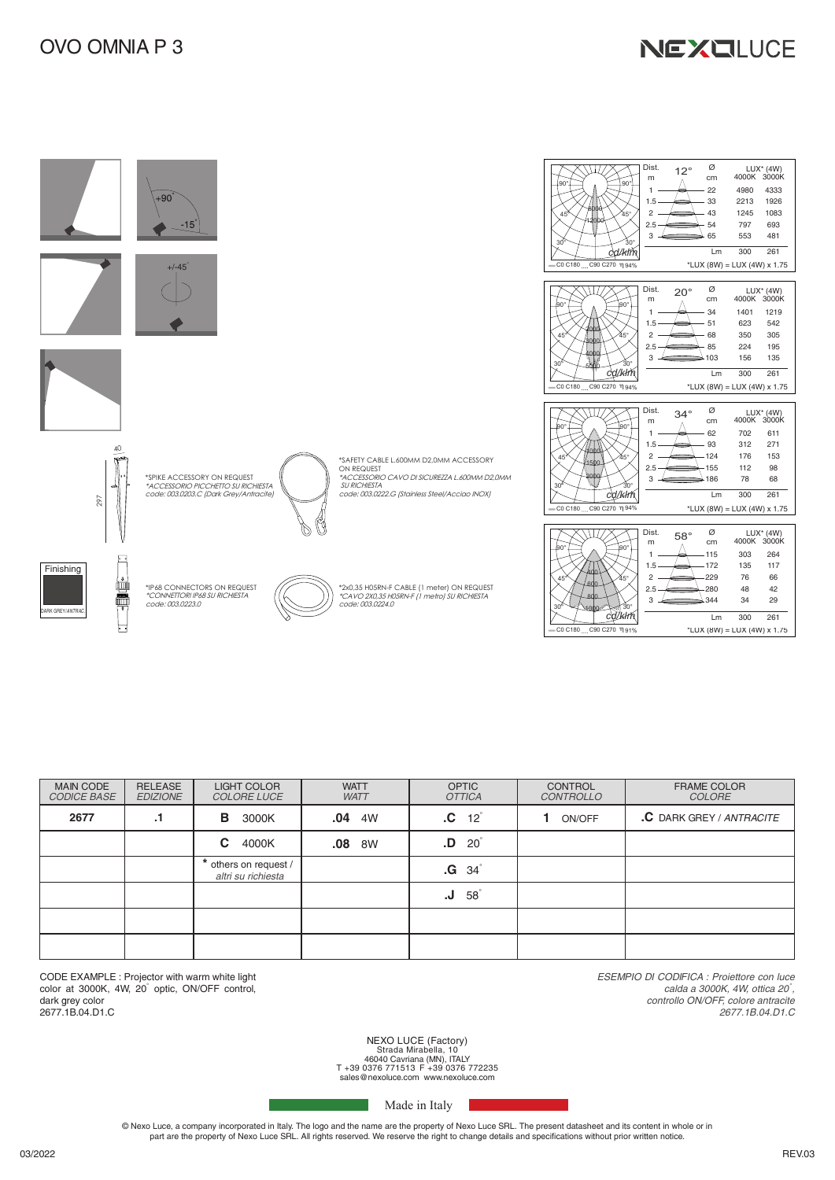# OVO OMNIA P 3

NEXOLUCE

+90°

-15°

+/-45°

40

277

*SPIKE ACCESSORY ON REQUEST
*ACCESSORIO PICCHETTO SU RICHIESTA
code: 003.0203.C (Dark Grey/Antracite)

*SAFETY CABLE L.600MM D2.0MM ACCESSORY ON REQUEST
*ACCESSORIO CAVO DI SICUREZZA L.600MM D2.0MM SU RICHIESTA
code: 003.0222.G (Stainless Steel/Acciao INOX)

Finishing

DARK GREY/ANTRAC.

*IP68 CONNECTORS ON REQUEST
*CONNETTORI IP68 SU RICHIESTA
code: 003.0223.0

*2x0,35 H05RN-F CABLE (1 meter) ON REQUEST
*CAVO 2X0,35 H05RN-F (1 metro) SU RICHIESTA
code: 003.0224.0

90° 90° 45° 45° 30° 30°
6000
12000
cd/klm
C0 C180 — C90 C270 η 94%

| Dist. m | 12° Ø cm | LUX* (4W) 4000K | 3000K |
|---|---|---|---|
| 1 | 22 | 4980 | 4333 |
| 1.5 | 33 | 2213 | 1926 |
| 2 | 43 | 1245 | 1083 |
| 2.5 | 54 | 797 | 693 |
| 3 | 65 | 553 | 481 |
| | Lm | 300 | 261 |

*LUX (8W) = LUX (4W) x 1.75

90° 90° 45° 45° 30° 30°
2000
3000
4000
5000
cd/klm
C0 C180 — C90 C270 η 94%

| Dist. m | 20° Ø cm | LUX* (4W) 4000K | 3000K |
|---|---|---|---|
| 1 | 34 | 1401 | 1219 |
| 1.5 | 51 | 623 | 542 |
| 2 | 68 | 350 | 305 |
| 2.5 | 85 | 224 | 195 |
| 3 | 103 | 156 | 135 |
| | Lm | 300 | 261 |

*LUX (8W) = LUX (4W) x 1.75

90° 90° 45° 45° 30° 30°
1000
1500
2000
cd/klm
C0 C180 — C90 C270 η 94%

| Dist. m | 34° Ø cm | LUX* (4W) 4000K | 3000K |
|---|---|---|---|
| 1 | 62 | 702 | 611 |
| 1.5 | 93 | 312 | 271 |
| 2 | 124 | 176 | 153 |
| 2.5 | 155 | 112 | 98 |
| 3 | 186 | 78 | 68 |
| | Lm | 300 | 261 |

*LUX (8W) = LUX (4W) x 1.75

90° 90° 45° 45° 30° 30°
400
600
800
1000
cd/klm
C0 C180 — C90 C270 η 91%

| Dist. m | 58° Ø cm | LUX* (4W) 4000K | 3000K |
|---|---|---|---|
| 1 | 115 | 303 | 264 |
| 1.5 | 172 | 135 | 117 |
| 2 | 229 | 76 | 66 |
| 2.5 | 280 | 48 | 42 |
| 3 | 344 | 34 | 29 |
| | Lm | 300 | 261 |

*LUX (8W) = LUX (4W) x 1.75

| MAIN CODE *CODICE BASE* | RELEASE *EDIZIONE* | LIGHT COLOR *COLORE LUCE* | WATT *WATT* | OPTIC *OTTICA* | CONTROL *CONTROLLO* | FRAME COLOR *COLORE* |
|---|---|---|---|---|---|---|
| **2677** | **.1** | **B** 3000K | **.04** 4W | **.C** 12° | **1** ON/OFF | **.C** DARK GREY / *ANTRACITE* |
| | | **C** 4000K | **.08** 8W | **.D** 20° | | |
| | | * others on request / *altri su richiesta* | | **.G** 34° | | |
| | | | | **.J** 58° | | |
| | | | | | | |
| | | | | | | |

CODE EXAMPLE : Projector with warm white light color at 3000K, 4W, 20° optic, ON/OFF control, dark grey color
2677.1B.04.D1.C

*ESEMPIO DI CODIFICA : Proiettore con luce calda a 3000K, 4W, ottica 20°, controllo ON/OFF, colore antracite*
*2677.1B.04.D1.C*

NEXO LUCE (Factory)
Strada Mirabella, 10
46040 Cavriana (MN), ITALY
T +39 0376 771513 F +39 0376 772235
sales@nexoluce.com www.nexoluce.com

Made in Italy

© Nexo Luce, a company incorporated in Italy. The logo and the name are the property of Nexo Luce SRL. The present datasheet and its content in whole or in part are the property of Nexo Luce SRL. All rights reserved. We reserve the right to change details and specifications without prior written notice.

03/2022 REV.03